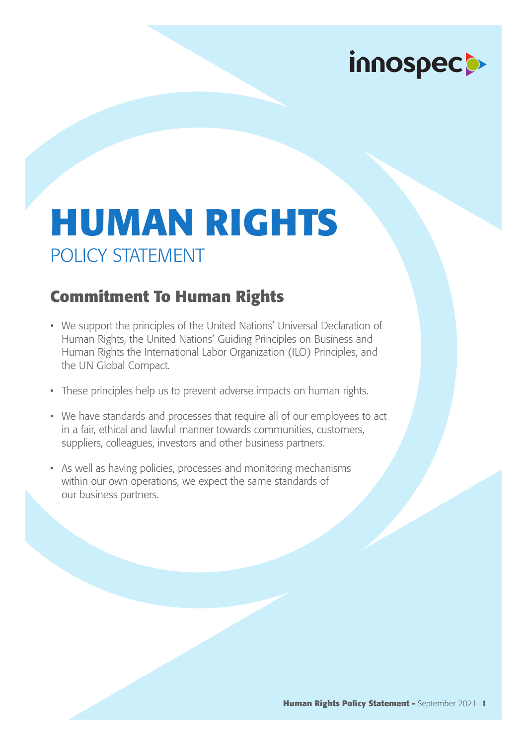innospec

# HUMAN RIGHTS

POLICY STATEMENT

## Commitment To Human Rights

- We support the principles of the United Nations' Universal Declaration of Human Rights, the United Nations' Guiding Principles on Business and Human Rights the International Labor Organization (ILO) Principles, and the UN Global Compact.
- These principles help us to prevent adverse impacts on human rights.
- We have standards and processes that require all of our employees to act in a fair, ethical and lawful manner towards communities, customers, suppliers, colleagues, investors and other business partners.
- As well as having policies, processes and monitoring mechanisms within our own operations, we expect the same standards of our business partners.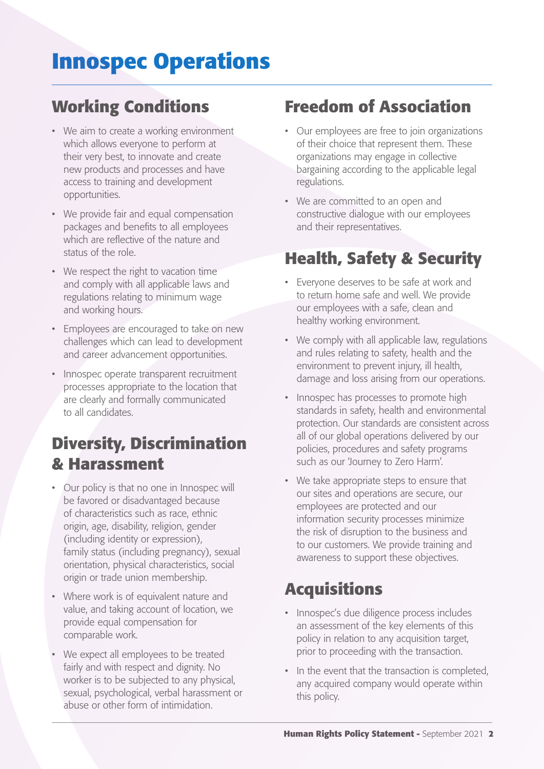# Innospec Operations

## Working Conditions

- We aim to create a working environment which allows everyone to perform at their very best, to innovate and create new products and processes and have access to training and development opportunities.
- We provide fair and equal compensation packages and benefits to all employees which are reflective of the nature and status of the role.
- We respect the right to vacation time and comply with all applicable laws and regulations relating to minimum wage and working hours.
- Employees are encouraged to take on new challenges which can lead to development and career advancement opportunities.
- Innospec operate transparent recruitment processes appropriate to the location that are clearly and formally communicated to all candidates.

## Diversity, Discrimination & Harassment

- Our policy is that no one in Innospec will be favored or disadvantaged because of characteristics such as race, ethnic origin, age, disability, religion, gender (including identity or expression), family status (including pregnancy), sexual orientation, physical characteristics, social origin or trade union membership.
- Where work is of equivalent nature and value, and taking account of location, we provide equal compensation for comparable work.
- We expect all employees to be treated fairly and with respect and dignity. No worker is to be subjected to any physical, sexual, psychological, verbal harassment or abuse or other form of intimidation.

## Freedom of Association

- Our employees are free to join organizations of their choice that represent them. These organizations may engage in collective bargaining according to the applicable legal regulations.
- We are committed to an open and constructive dialogue with our employees and their representatives.

## Health, Safety & Security

- Everyone deserves to be safe at work and to return home safe and well. We provide our employees with a safe, clean and healthy working environment.
- We comply with all applicable law, regulations and rules relating to safety, health and the environment to prevent injury, ill health, damage and loss arising from our operations.
- Innospec has processes to promote high standards in safety, health and environmental protection. Our standards are consistent across all of our global operations delivered by our policies, procedures and safety programs such as our 'Journey to Zero Harm'.
- We take appropriate steps to ensure that our sites and operations are secure, our employees are protected and our information security processes minimize the risk of disruption to the business and to our customers. We provide training and awareness to support these objectives.

## Acquisitions

- Innospec's due diligence process includes an assessment of the key elements of this policy in relation to any acquisition target, prior to proceeding with the transaction.
- In the event that the transaction is completed, any acquired company would operate within this policy.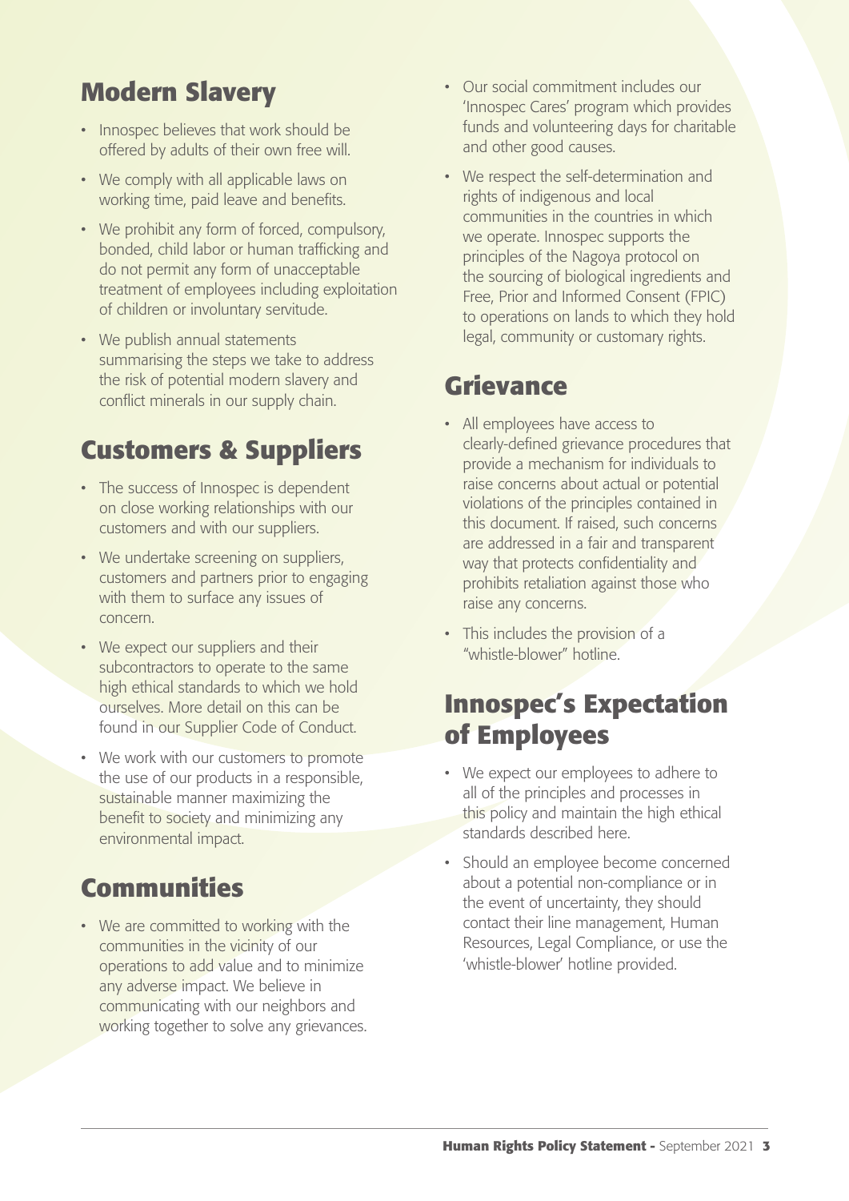## Modern Slavery

- Innospec believes that work should be offered by adults of their own free will.
- We comply with all applicable laws on working time, paid leave and benefits.
- We prohibit any form of forced, compulsory, bonded, child labor or human trafficking and do not permit any form of unacceptable treatment of employees including exploitation of children or involuntary servitude.
- We publish annual statements summarising the steps we take to address the risk of potential modern slavery and conflict minerals in our supply chain.

## Customers & Suppliers

- The success of Innospec is dependent on close working relationships with our customers and with our suppliers.
- We undertake screening on suppliers, customers and partners prior to engaging with them to surface any issues of concern.
- We expect our suppliers and their subcontractors to operate to the same high ethical standards to which we hold ourselves. More detail on this can be found in our Supplier Code of Conduct.
- We work with our customers to promote the use of our products in a responsible, sustainable manner maximizing the benefit to society and minimizing any environmental impact.

## Communities

- We are committed to working with the communities in the vicinity of our operations to add value and to minimize any adverse impact. We believe in communicating with our neighbors and working together to solve any grievances.
- Our social commitment includes our 'Innospec Cares' program which provides funds and volunteering days for charitable and other good causes.
- We respect the self-determination and rights of indigenous and local communities in the countries in which we operate. Innospec supports the principles of the Nagoya protocol on the sourcing of biological ingredients and Free, Prior and Informed Consent (FPIC) to operations on lands to which they hold legal, community or customary rights.

## Grievance

- All employees have access to clearly-defined grievance procedures that provide a mechanism for individuals to raise concerns about actual or potential violations of the principles contained in this document. If raised, such concerns are addressed in a fair and transparent way that protects confidentiality and prohibits retaliation against those who raise any concerns.
- This includes the provision of a "whistle-blower" hotline.

## Innospec's Expectation of Employees

- We expect our employees to adhere to all of the principles and processes in this policy and maintain the high ethical standards described here.
- Should an employee become concerned about a potential non-compliance or in the event of uncertainty, they should contact their line management, Human Resources, Legal Compliance, or use the 'whistle-blower' hotline provided.